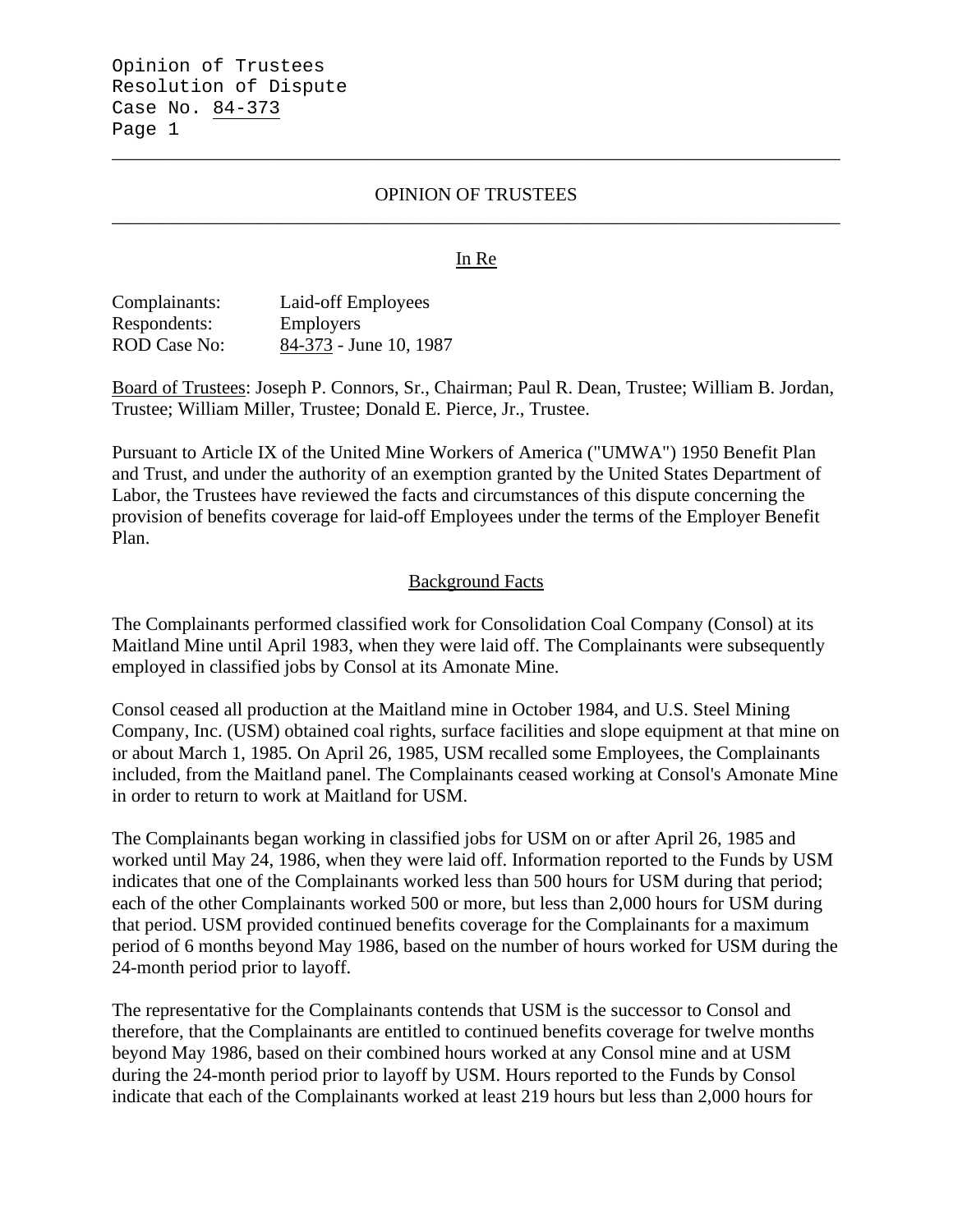# OPINION OF TRUSTEES

## In Re

Complainants: Laid-off Employees
Respondents: Employers
ROD Case No: 84-373 - June 10, 1987

Board of Trustees: Joseph P. Connors, Sr., Chairman; Paul R. Dean, Trustee; William B. Jordan, Trustee; William Miller, Trustee; Donald E. Pierce, Jr., Trustee.

Pursuant to Article IX of the United Mine Workers of America ("UMWA") 1950 Benefit Plan and Trust, and under the authority of an exemption granted by the United States Department of Labor, the Trustees have reviewed the facts and circumstances of this dispute concerning the provision of benefits coverage for laid-off Employees under the terms of the Employer Benefit Plan.

## Background Facts

The Complainants performed classified work for Consolidation Coal Company (Consol) at its Maitland Mine until April 1983, when they were laid off. The Complainants were subsequently employed in classified jobs by Consol at its Amonate Mine.

Consol ceased all production at the Maitland mine in October 1984, and U.S. Steel Mining Company, Inc. (USM) obtained coal rights, surface facilities and slope equipment at that mine on or about March 1, 1985. On April 26, 1985, USM recalled some Employees, the Complainants included, from the Maitland panel. The Complainants ceased working at Consol's Amonate Mine in order to return to work at Maitland for USM.

The Complainants began working in classified jobs for USM on or after April 26, 1985 and worked until May 24, 1986, when they were laid off. Information reported to the Funds by USM indicates that one of the Complainants worked less than 500 hours for USM during that period; each of the other Complainants worked 500 or more, but less than 2,000 hours for USM during that period. USM provided continued benefits coverage for the Complainants for a maximum period of 6 months beyond May 1986, based on the number of hours worked for USM during the 24-month period prior to layoff.

The representative for the Complainants contends that USM is the successor to Consol and therefore, that the Complainants are entitled to continued benefits coverage for twelve months beyond May 1986, based on their combined hours worked at any Consol mine and at USM during the 24-month period prior to layoff by USM. Hours reported to the Funds by Consol indicate that each of the Complainants worked at least 219 hours but less than 2,000 hours for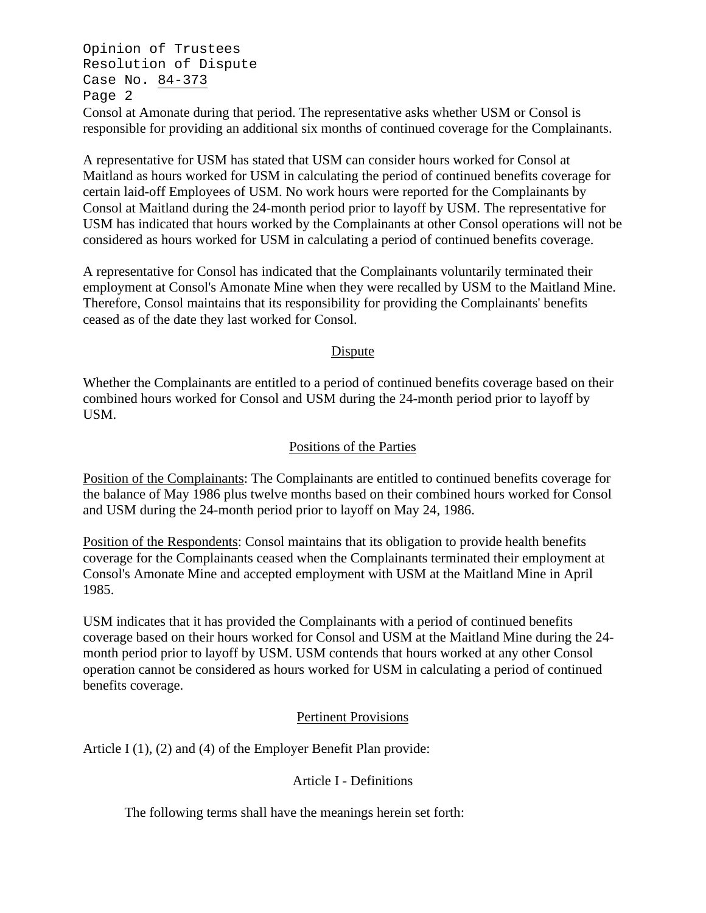Consol at Amonate during that period. The representative asks whether USM or Consol is responsible for providing an additional six months of continued coverage for the Complainants.

A representative for USM has stated that USM can consider hours worked for Consol at Maitland as hours worked for USM in calculating the period of continued benefits coverage for certain laid-off Employees of USM. No work hours were reported for the Complainants by Consol at Maitland during the 24-month period prior to layoff by USM. The representative for USM has indicated that hours worked by the Complainants at other Consol operations will not be considered as hours worked for USM in calculating a period of continued benefits coverage.

A representative for Consol has indicated that the Complainants voluntarily terminated their employment at Consol's Amonate Mine when they were recalled by USM to the Maitland Mine. Therefore, Consol maintains that its responsibility for providing the Complainants' benefits ceased as of the date they last worked for Consol.

## Dispute

Whether the Complainants are entitled to a period of continued benefits coverage based on their combined hours worked for Consol and USM during the 24-month period prior to layoff by USM.

## Positions of the Parties

Position of the Complainants: The Complainants are entitled to continued benefits coverage for the balance of May 1986 plus twelve months based on their combined hours worked for Consol and USM during the 24-month period prior to layoff on May 24, 1986.

Position of the Respondents: Consol maintains that its obligation to provide health benefits coverage for the Complainants ceased when the Complainants terminated their employment at Consol's Amonate Mine and accepted employment with USM at the Maitland Mine in April 1985.

USM indicates that it has provided the Complainants with a period of continued benefits coverage based on their hours worked for Consol and USM at the Maitland Mine during the 24-month period prior to layoff by USM. USM contends that hours worked at any other Consol operation cannot be considered as hours worked for USM in calculating a period of continued benefits coverage.

## Pertinent Provisions

Article I (1), (2) and (4) of the Employer Benefit Plan provide:

### Article I - Definitions

The following terms shall have the meanings herein set forth: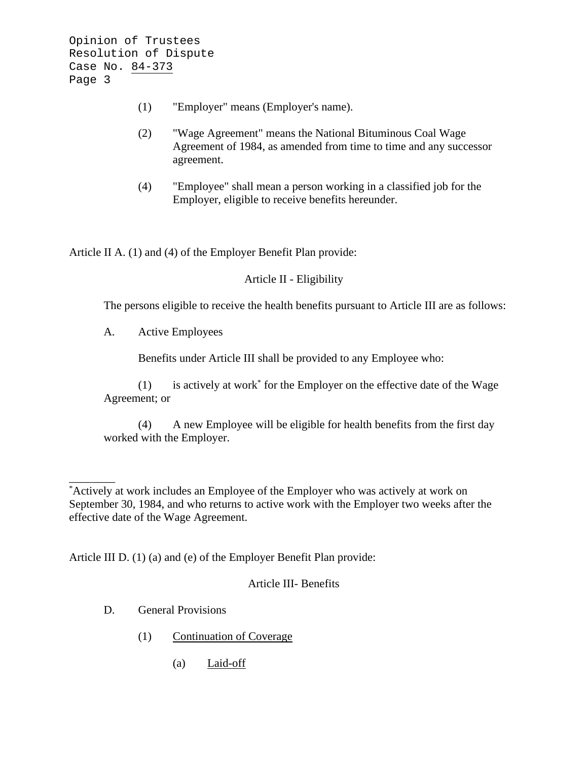(1) "Employer" means (Employer's name).

(2) "Wage Agreement" means the National Bituminous Coal Wage Agreement of 1984, as amended from time to time and any successor agreement.

(4) "Employee" shall mean a person working in a classified job for the Employer, eligible to receive benefits hereunder.

Article II A. (1) and (4) of the Employer Benefit Plan provide:

Article II - Eligibility

The persons eligible to receive the health benefits pursuant to Article III are as follows:

A. Active Employees

Benefits under Article III shall be provided to any Employee who:

(1) is actively at work* for the Employer on the effective date of the Wage Agreement; or

(4) A new Employee will be eligible for health benefits from the first day worked with the Employer.

---

*Actively at work includes an Employee of the Employer who was actively at work on September 30, 1984, and who returns to active work with the Employer two weeks after the effective date of the Wage Agreement.

Article III D. (1) (a) and (e) of the Employer Benefit Plan provide:

Article III- Benefits

D. General Provisions

(1) <u>Continuation of Coverage</u>

(a) <u>Laid-off</u>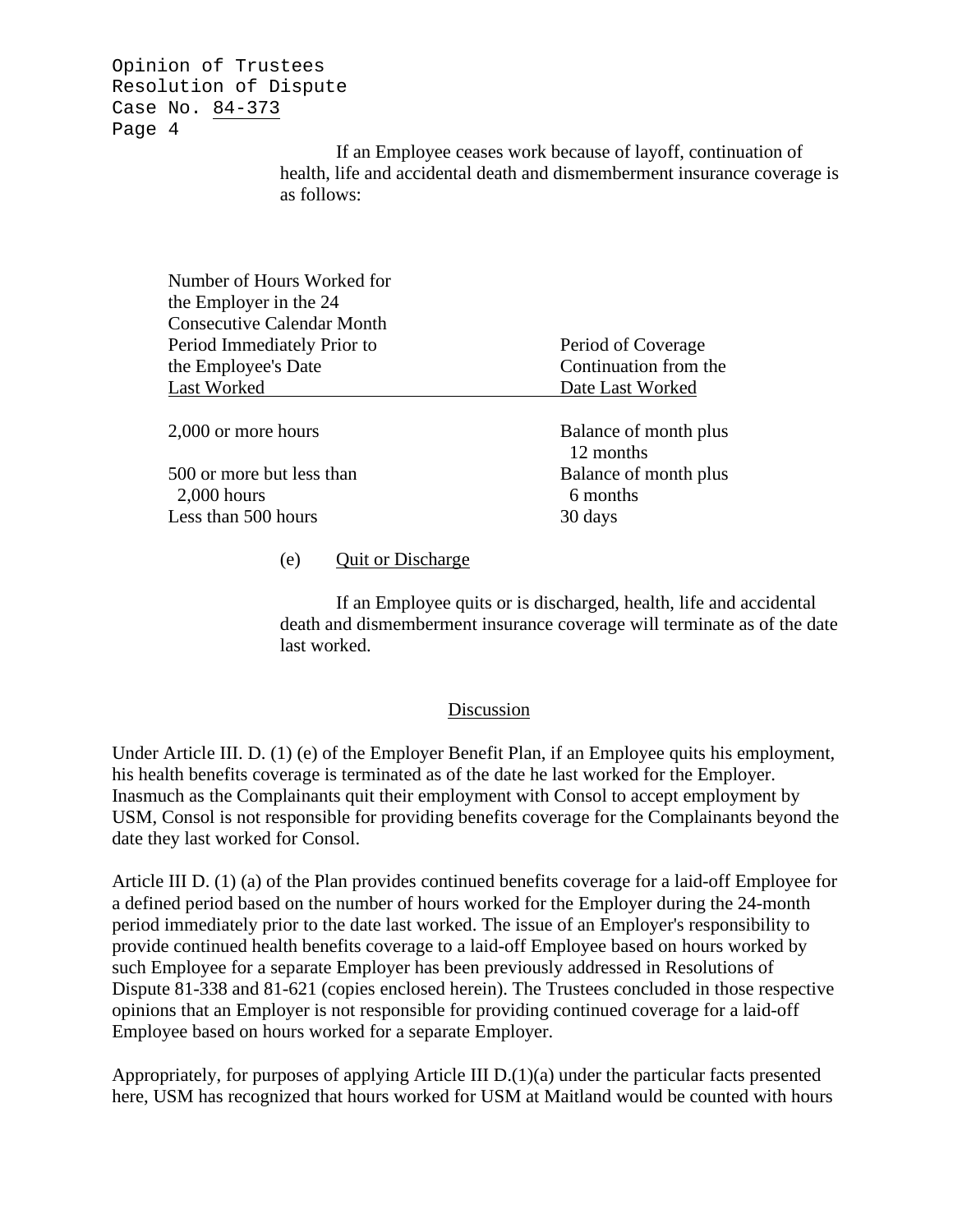If an Employee ceases work because of layoff, continuation of health, life and accidental death and dismemberment insurance coverage is as follows:

| Number of Hours Worked for the Employer in the 24 Consecutive Calendar Month Period Immediately Prior to the Employee's Date Last Worked | Period of Coverage Continuation from the Date Last Worked |
|---|---|
| 2,000 or more hours | Balance of month plus 12 months |
| 500 or more but less than 2,000 hours | Balance of month plus 6 months |
| Less than 500 hours | 30 days |

(e) Quit or Discharge

If an Employee quits or is discharged, health, life and accidental death and dismemberment insurance coverage will terminate as of the date last worked.

## Discussion

Under Article III. D. (1) (e) of the Employer Benefit Plan, if an Employee quits his employment, his health benefits coverage is terminated as of the date he last worked for the Employer. Inasmuch as the Complainants quit their employment with Consol to accept employment by USM, Consol is not responsible for providing benefits coverage for the Complainants beyond the date they last worked for Consol.

Article III D. (1) (a) of the Plan provides continued benefits coverage for a laid-off Employee for a defined period based on the number of hours worked for the Employer during the 24-month period immediately prior to the date last worked. The issue of an Employer's responsibility to provide continued health benefits coverage to a laid-off Employee based on hours worked by such Employee for a separate Employer has been previously addressed in Resolutions of Dispute 81-338 and 81-621 (copies enclosed herein). The Trustees concluded in those respective opinions that an Employer is not responsible for providing continued coverage for a laid-off Employee based on hours worked for a separate Employer.

Appropriately, for purposes of applying Article III D.(1)(a) under the particular facts presented here, USM has recognized that hours worked for USM at Maitland would be counted with hours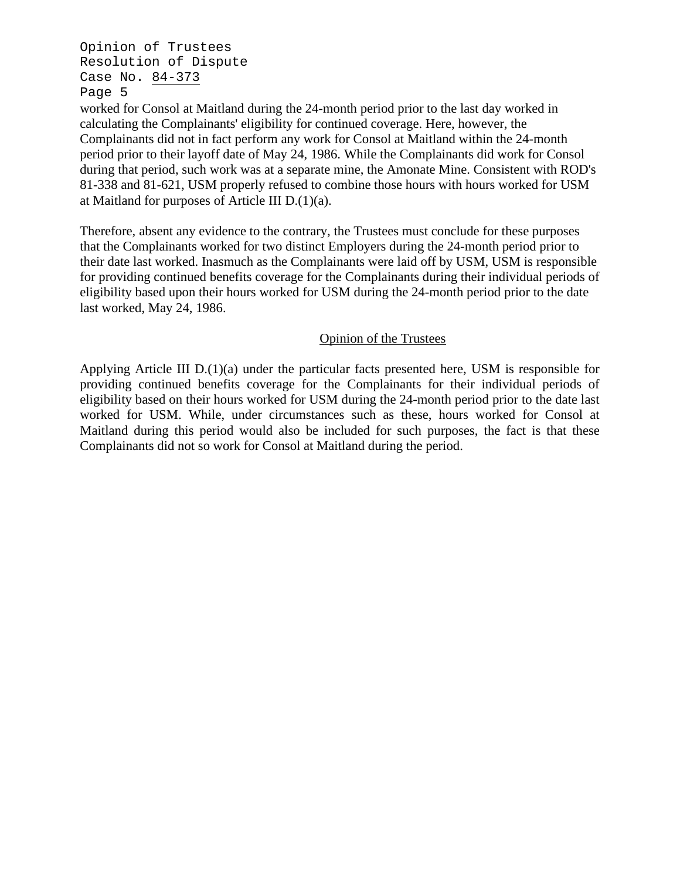worked for Consol at Maitland during the 24-month period prior to the last day worked in calculating the Complainants' eligibility for continued coverage. Here, however, the Complainants did not in fact perform any work for Consol at Maitland within the 24-month period prior to their layoff date of May 24, 1986. While the Complainants did work for Consol during that period, such work was at a separate mine, the Amonate Mine. Consistent with ROD's 81-338 and 81-621, USM properly refused to combine those hours with hours worked for USM at Maitland for purposes of Article III D.(1)(a).

Therefore, absent any evidence to the contrary, the Trustees must conclude for these purposes that the Complainants worked for two distinct Employers during the 24-month period prior to their date last worked. Inasmuch as the Complainants were laid off by USM, USM is responsible for providing continued benefits coverage for the Complainants during their individual periods of eligibility based upon their hours worked for USM during the 24-month period prior to the date last worked, May 24, 1986.

## Opinion of the Trustees

Applying Article III D.(1)(a) under the particular facts presented here, USM is responsible for providing continued benefits coverage for the Complainants for their individual periods of eligibility based on their hours worked for USM during the 24-month period prior to the date last worked for USM. While, under circumstances such as these, hours worked for Consol at Maitland during this period would also be included for such purposes, the fact is that these Complainants did not so work for Consol at Maitland during the period.